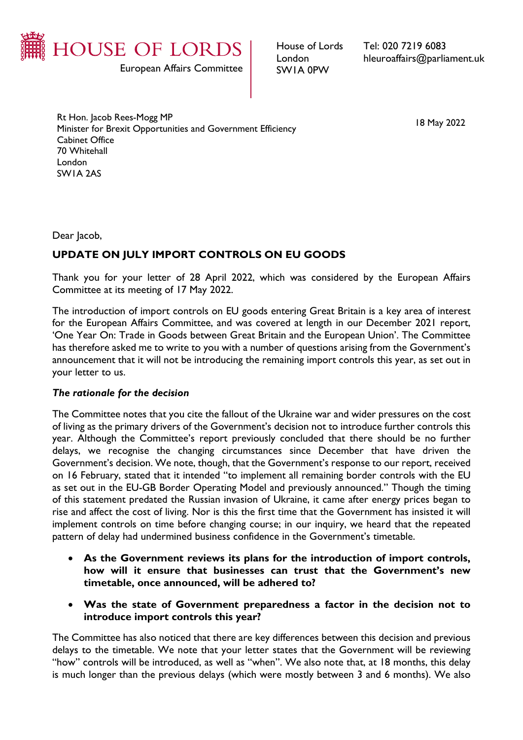HOUSE OF LORDS

European Affairs Committee

House of Lords
London
SW1A 0PW

Tel: 020 7219 6083
hleuroaffairs@parliament.uk

Rt Hon. Jacob Rees-Mogg MP
Minister for Brexit Opportunities and Government Efficiency
Cabinet Office
70 Whitehall
London
SW1A 2AS

18 May 2022

Dear Jacob,

## UPDATE ON JULY IMPORT CONTROLS ON EU GOODS

Thank you for your letter of 28 April 2022, which was considered by the European Affairs Committee at its meeting of 17 May 2022.

The introduction of import controls on EU goods entering Great Britain is a key area of interest for the European Affairs Committee, and was covered at length in our December 2021 report, 'One Year On: Trade in Goods between Great Britain and the European Union'. The Committee has therefore asked me to write to you with a number of questions arising from the Government's announcement that it will not be introducing the remaining import controls this year, as set out in your letter to us.

### *The rationale for the decision*

The Committee notes that you cite the fallout of the Ukraine war and wider pressures on the cost of living as the primary drivers of the Government's decision not to introduce further controls this year. Although the Committee's report previously concluded that there should be no further delays, we recognise the changing circumstances since December that have driven the Government's decision. We note, though, that the Government's response to our report, received on 16 February, stated that it intended "to implement all remaining border controls with the EU as set out in the EU-GB Border Operating Model and previously announced." Though the timing of this statement predated the Russian invasion of Ukraine, it came after energy prices began to rise and affect the cost of living. Nor is this the first time that the Government has insisted it will implement controls on time before changing course; in our inquiry, we heard that the repeated pattern of delay had undermined business confidence in the Government's timetable.

- **As the Government reviews its plans for the introduction of import controls, how will it ensure that businesses can trust that the Government's new timetable, once announced, will be adhered to?**
- **Was the state of Government preparedness a factor in the decision not to introduce import controls this year?**

The Committee has also noticed that there are key differences between this decision and previous delays to the timetable. We note that your letter states that the Government will be reviewing "how" controls will be introduced, as well as "when". We also note that, at 18 months, this delay is much longer than the previous delays (which were mostly between 3 and 6 months). We also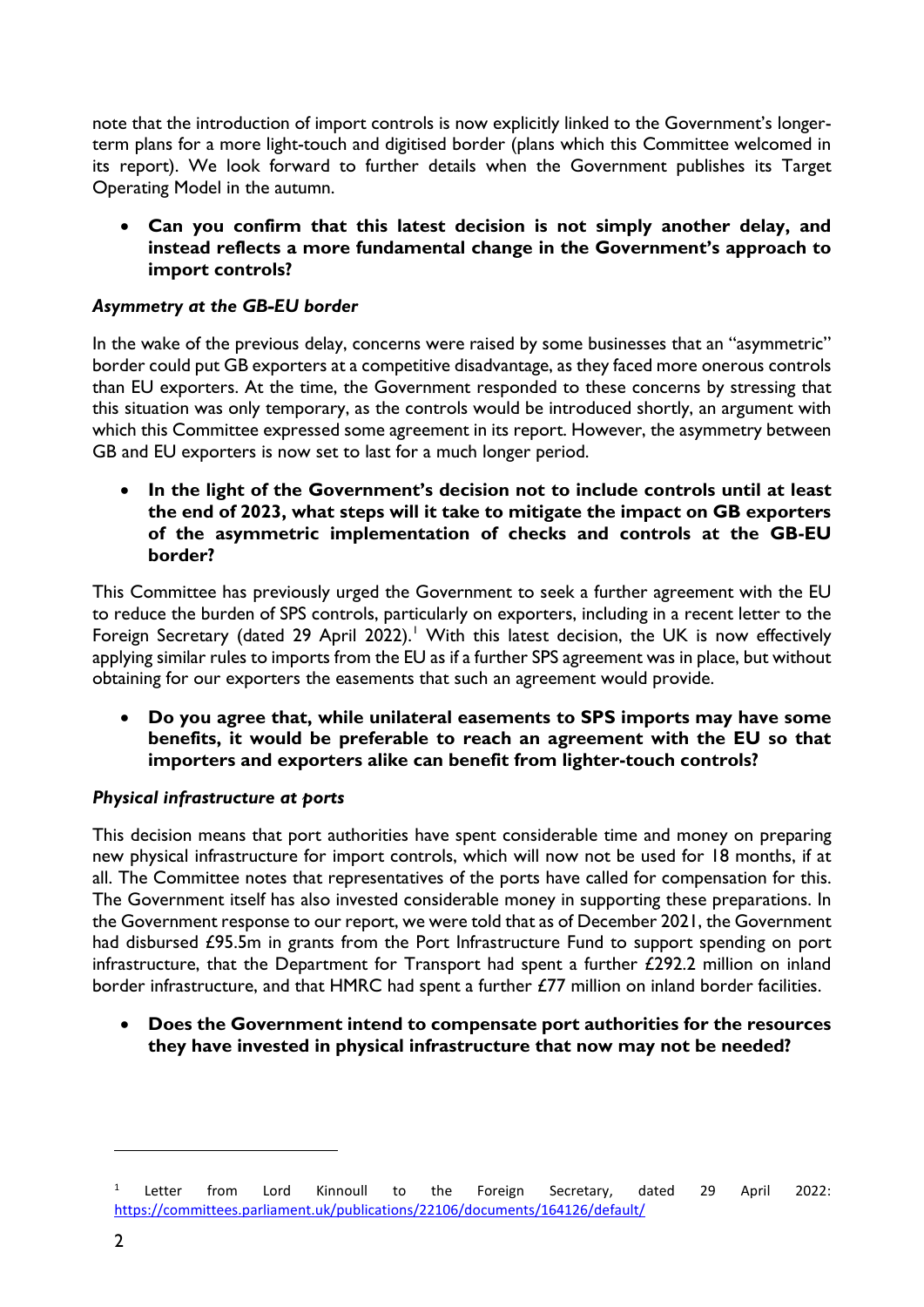note that the introduction of import controls is now explicitly linked to the Government's longer-term plans for a more light-touch and digitised border (plans which this Committee welcomed in its report). We look forward to further details when the Government publishes its Target Operating Model in the autumn.

- **Can you confirm that this latest decision is not simply another delay, and instead reflects a more fundamental change in the Government's approach to import controls?**

***Asymmetry at the GB-EU border***

In the wake of the previous delay, concerns were raised by some businesses that an "asymmetric" border could put GB exporters at a competitive disadvantage, as they faced more onerous controls than EU exporters. At the time, the Government responded to these concerns by stressing that this situation was only temporary, as the controls would be introduced shortly, an argument with which this Committee expressed some agreement in its report. However, the asymmetry between GB and EU exporters is now set to last for a much longer period.

- **In the light of the Government's decision not to include controls until at least the end of 2023, what steps will it take to mitigate the impact on GB exporters of the asymmetric implementation of checks and controls at the GB-EU border?**

This Committee has previously urged the Government to seek a further agreement with the EU to reduce the burden of SPS controls, particularly on exporters, including in a recent letter to the Foreign Secretary (dated 29 April 2022).[1] With this latest decision, the UK is now effectively applying similar rules to imports from the EU as if a further SPS agreement was in place, but without obtaining for our exporters the easements that such an agreement would provide.

- **Do you agree that, while unilateral easements to SPS imports may have some benefits, it would be preferable to reach an agreement with the EU so that importers and exporters alike can benefit from lighter-touch controls?**

***Physical infrastructure at ports***

This decision means that port authorities have spent considerable time and money on preparing new physical infrastructure for import controls, which will now not be used for 18 months, if at all. The Committee notes that representatives of the ports have called for compensation for this. The Government itself has also invested considerable money in supporting these preparations. In the Government response to our report, we were told that as of December 2021, the Government had disbursed £95.5m in grants from the Port Infrastructure Fund to support spending on port infrastructure, that the Department for Transport had spent a further £292.2 million on inland border infrastructure, and that HMRC had spent a further £77 million on inland border facilities.

- **Does the Government intend to compensate port authorities for the resources they have invested in physical infrastructure that now may not be needed?**

---

[1] Letter from Lord Kinnoull to the Foreign Secretary, dated 29 April 2022: https://committees.parliament.uk/publications/22106/documents/164126/default/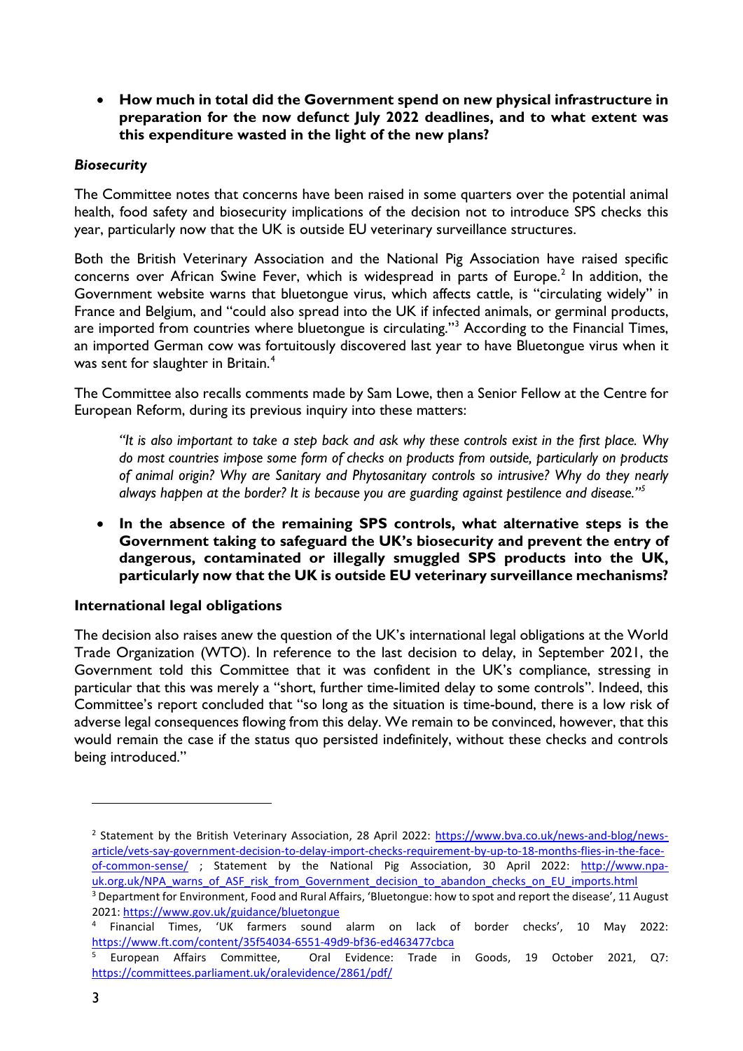- **How much in total did the Government spend on new physical infrastructure in preparation for the now defunct July 2022 deadlines, and to what extent was this expenditure wasted in the light of the new plans?**

### *Biosecurity*

The Committee notes that concerns have been raised in some quarters over the potential animal health, food safety and biosecurity implications of the decision not to introduce SPS checks this year, particularly now that the UK is outside EU veterinary surveillance structures.

Both the British Veterinary Association and the National Pig Association have raised specific concerns over African Swine Fever, which is widespread in parts of Europe.[2] In addition, the Government website warns that bluetongue virus, which affects cattle, is "circulating widely" in France and Belgium, and "could also spread into the UK if infected animals, or germinal products, are imported from countries where bluetongue is circulating."[3] According to the Financial Times, an imported German cow was fortuitously discovered last year to have Bluetongue virus when it was sent for slaughter in Britain.[4]

The Committee also recalls comments made by Sam Lowe, then a Senior Fellow at the Centre for European Reform, during its previous inquiry into these matters:

> *"It is also important to take a step back and ask why these controls exist in the first place. Why do most countries impose some form of checks on products from outside, particularly on products of animal origin? Why are Sanitary and Phytosanitary controls so intrusive? Why do they nearly always happen at the border? It is because you are guarding against pestilence and disease."*[5]

- **In the absence of the remaining SPS controls, what alternative steps is the Government taking to safeguard the UK's biosecurity and prevent the entry of dangerous, contaminated or illegally smuggled SPS products into the UK, particularly now that the UK is outside EU veterinary surveillance mechanisms?**

### International legal obligations

The decision also raises anew the question of the UK's international legal obligations at the World Trade Organization (WTO). In reference to the last decision to delay, in September 2021, the Government told this Committee that it was confident in the UK's compliance, stressing in particular that this was merely a "short, further time-limited delay to some controls". Indeed, this Committee's report concluded that "so long as the situation is time-bound, there is a low risk of adverse legal consequences flowing from this delay. We remain to be convinced, however, that this would remain the case if the status quo persisted indefinitely, without these checks and controls being introduced."

---

[2] Statement by the British Veterinary Association, 28 April 2022: https://www.bva.co.uk/news-and-blog/news-article/vets-say-government-decision-to-delay-import-checks-requirement-by-up-to-18-months-flies-in-the-face-of-common-sense/ ; Statement by the National Pig Association, 30 April 2022: http://www.npa-uk.org.uk/NPA_warns_of_ASF_risk_from_Government_decision_to_abandon_checks_on_EU_imports.html

[3] Department for Environment, Food and Rural Affairs, 'Bluetongue: how to spot and report the disease', 11 August 2021: https://www.gov.uk/guidance/bluetongue

[4] Financial Times, 'UK farmers sound alarm on lack of border checks', 10 May 2022: https://www.ft.com/content/35f54034-6551-49d9-bf36-ed463477cbca

[5] European Affairs Committee, Oral Evidence: Trade in Goods, 19 October 2021, Q7: https://committees.parliament.uk/oralevidence/2861/pdf/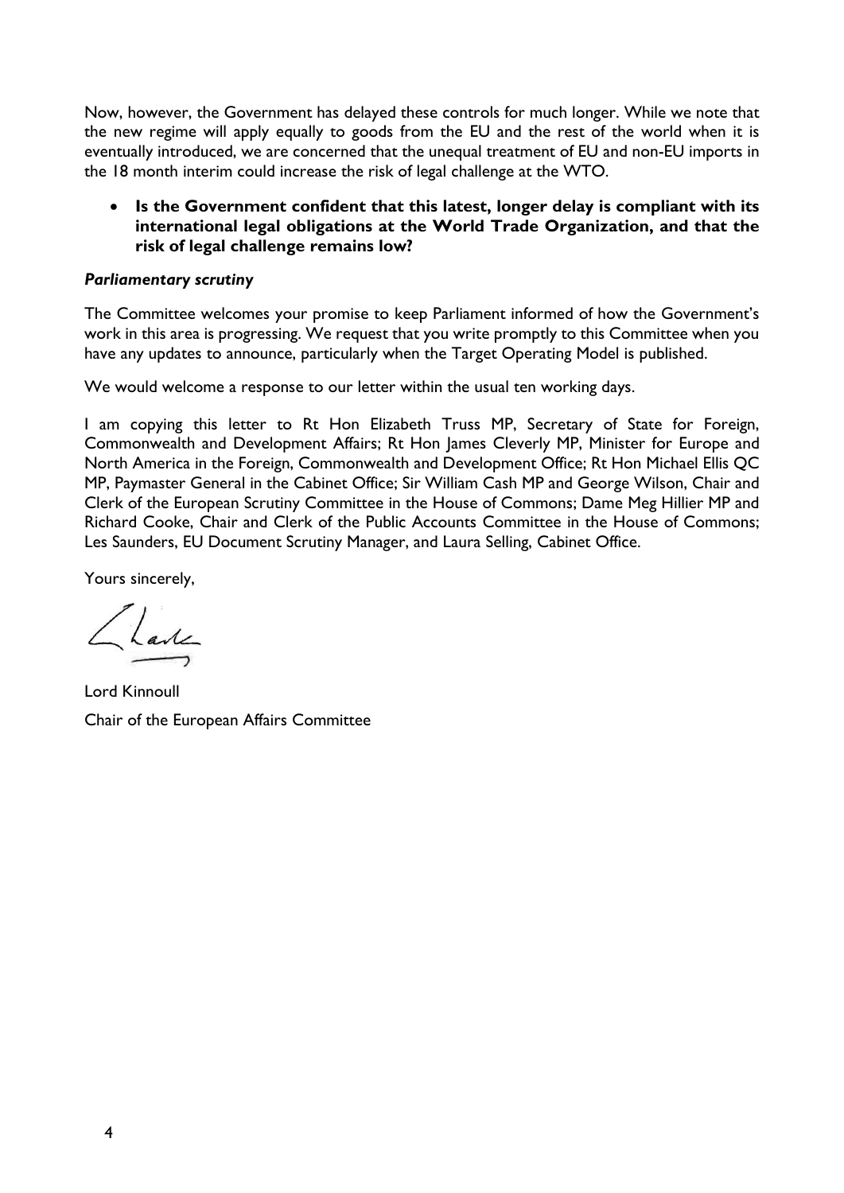Now, however, the Government has delayed these controls for much longer. While we note that the new regime will apply equally to goods from the EU and the rest of the world when it is eventually introduced, we are concerned that the unequal treatment of EU and non-EU imports in the 18 month interim could increase the risk of legal challenge at the WTO.

- **Is the Government confident that this latest, longer delay is compliant with its international legal obligations at the World Trade Organization, and that the risk of legal challenge remains low?**

***Parliamentary scrutiny***

The Committee welcomes your promise to keep Parliament informed of how the Government's work in this area is progressing. We request that you write promptly to this Committee when you have any updates to announce, particularly when the Target Operating Model is published.

We would welcome a response to our letter within the usual ten working days.

I am copying this letter to Rt Hon Elizabeth Truss MP, Secretary of State for Foreign, Commonwealth and Development Affairs; Rt Hon James Cleverly MP, Minister for Europe and North America in the Foreign, Commonwealth and Development Office; Rt Hon Michael Ellis QC MP, Paymaster General in the Cabinet Office; Sir William Cash MP and George Wilson, Chair and Clerk of the European Scrutiny Committee in the House of Commons; Dame Meg Hillier MP and Richard Cooke, Chair and Clerk of the Public Accounts Committee in the House of Commons; Les Saunders, EU Document Scrutiny Manager, and Laura Selling, Cabinet Office.

Yours sincerely,

Lord Kinnoull
Chair of the European Affairs Committee